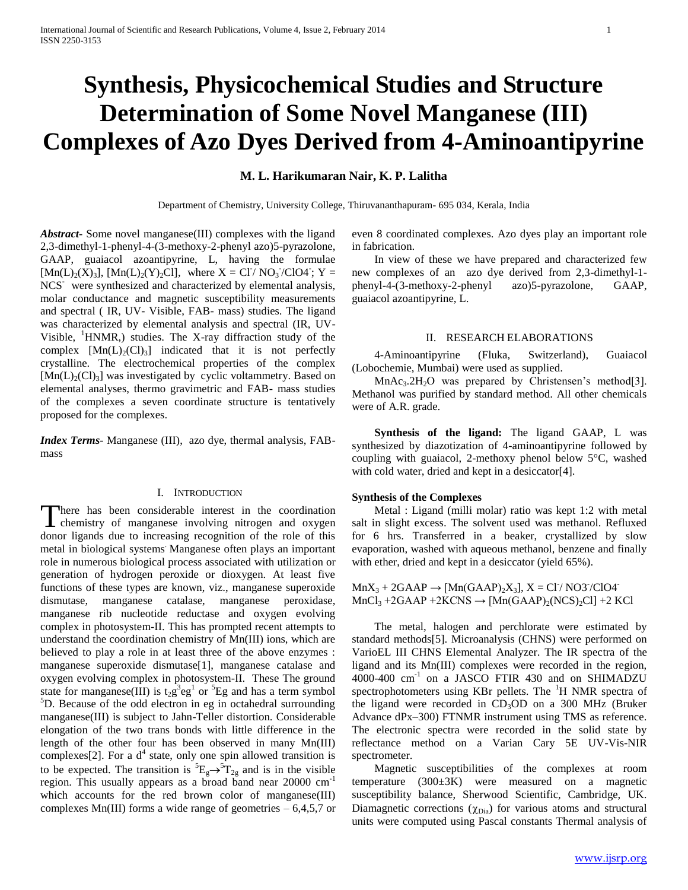# Synthesis, Physicochemical Studies and Structure Determination of Some Novel Manganese (III) Complexes of Azo Dyes Derived from 4-Aminoantipyrine

**M. L. Harikumaran Nair, K. P. Lalitha**

Department of Chemistry, University College, Thiruvananthapuram- 695 034, Kerala, India

***Abstract-*** Some novel manganese(III) complexes with the ligand 2,3-dimethyl-1-phenyl-4-(3-methoxy-2-phenyl azo)5-pyrazolone, GAAP, guaiacol azoantipyrine, L, having the formulae $[Mn(L)_2(X)_3]$, $[Mn(L)_2(Y)_2Cl]$, where X = $Cl^-$/ $NO_3^-$/$ClO4^-$; Y = $NCS^-$ were synthesized and characterized by elemental analysis, molar conductance and magnetic susceptibility measurements and spectral ( IR, UV- Visible, FAB- mass) studies. The ligand was characterized by elemental analysis and spectral (IR, UV-Visible, $^1$HNMR,) studies. The X-ray diffraction study of the complex $[Mn(L)_2(Cl)_3]$ indicated that it is not perfectly crystalline. The electrochemical properties of the complex $[Mn(L)_2(Cl)_3]$ was investigated by cyclic voltammetry. Based on elemental analyses, thermo gravimetric and FAB- mass studies of the complexes a seven coordinate structure is tentatively proposed for the complexes.

***Index Terms-*** Manganese (III), azo dye, thermal analysis, FAB-mass

## I. Introduction

There has been considerable interest in the coordination chemistry of manganese involving nitrogen and oxygen donor ligands due to increasing recognition of the role of this metal in biological systems. Manganese often plays an important role in numerous biological process associated with utilization or generation of hydrogen peroxide or dioxygen. At least five functions of these types are known, viz., manganese superoxide dismutase, manganese catalase, manganese peroxidase, manganese rib nucleotide reductase and oxygen evolving complex in photosystem-II. This has prompted recent attempts to understand the coordination chemistry of Mn(III) ions, which are believed to play a role in at least three of the above enzymes : manganese superoxide dismutase[1], manganese catalase and oxygen evolving complex in photosystem-II. These The ground state for manganese(III) is $t_2g^3eg^1$ or $^5Eg$ and has a term symbol $^5D$. Because of the odd electron in eg in octahedral surrounding manganese(III) is subject to Jahn-Teller distortion. Considerable elongation of the two trans bonds with little difference in the length of the other four has been observed in many Mn(III) complexes[2]. For a $d^4$ state, only one spin allowed transition is to be expected. The transition is $^5E_g \rightarrow ^5T_{2g}$ and is in the visible region. This usually appears as a broad band near 20000 $cm^{-1}$ which accounts for the red brown color of manganese(III) complexes Mn(III) forms a wide range of geometries – 6,4,5,7 or even 8 coordinated complexes. Azo dyes play an important role in fabrication.

In view of these we have prepared and characterized few new complexes of an azo dye derived from 2,3-dimethyl-1-phenyl-4-(3-methoxy-2-phenyl azo)5-pyrazolone, GAAP, guaiacol azoantipyrine, L.

## II. Research Elaborations

4-Aminoantipyrine (Fluka, Switzerland), Guaiacol (Lobochemie, Mumbai) were used as supplied.

$MnAc_3.2H_2O$ was prepared by Christensen's method[3]. Methanol was purified by standard method. All other chemicals were of A.R. grade.

**Synthesis of the ligand:** The ligand GAAP, L was synthesized by diazotization of 4-aminoantipyrine followed by coupling with guaiacol, 2-methoxy phenol below 5°C, washed with cold water, dried and kept in a desiccator[4].

**Synthesis of the Complexes**

Metal : Ligand (milli molar) ratio was kept 1:2 with metal salt in slight excess. The solvent used was methanol. Refluxed for 6 hrs. Transferred in a beaker, crystallized by slow evaporation, washed with aqueous methanol, benzene and finally with ether, dried and kept in a desiccator (yield 65%).

$MnX_3 + 2GAAP \rightarrow [Mn(GAAP)_2X_3]$, X = $Cl^-$/ $NO3^-$/$ClO4^-$

$MnCl_3 + 2GAAP + 2KCNS \rightarrow [Mn(GAAP)_2(NCS)_2Cl] + 2 KCl$

The metal, halogen and perchlorate were estimated by standard methods[5]. Microanalysis (CHNS) were performed on VarioEL III CHNS Elemental Analyzer. The IR spectra of the ligand and its Mn(III) complexes were recorded in the region, 4000-400 $cm^{-1}$ on a JASCO FTIR 430 and on SHIMADZU spectrophotometers using KBr pellets. The $^1$H NMR spectra of the ligand were recorded in $CD_3OD$ on a 300 MHz (Bruker Advance dPx–300) FTNMR instrument using TMS as reference. The electronic spectra were recorded in the solid state by reflectance method on a Varian Cary 5E UV-Vis-NIR spectrometer.

Magnetic susceptibilities of the complexes at room temperature (300±3K) were measured on a magnetic susceptibility balance, Sherwood Scientific, Cambridge, UK. Diamagnetic corrections ($\chi_{Dia}$) for various atoms and structural units were computed using Pascal constants Thermal analysis of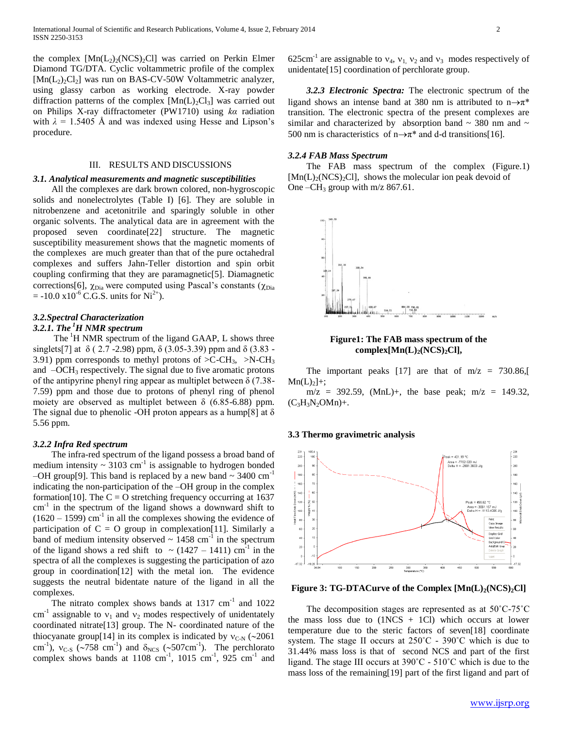the complex $[Mn(L_2)_2(NCS)_2Cl]$ was carried on Perkin Elmer Diamond TG/DTA. Cyclic voltammetric profile of the complex $[Mn(L_2)_2Cl_2]$ was run on BAS-CV-50W Voltammetric analyzer, using glassy carbon as working electrode. X-ray powder diffraction patterns of the complex $[Mn(L)_2Cl_3]$ was carried out on Philips X-ray diffractometer (PW1710) using *kα* radiation with $\lambda$ = 1.5405 Å and was indexed using Hesse and Lipson's procedure.

## III. RESULTS AND DISCUSSIONS

### *3.1. Analytical measurements and magnetic susceptibilities*

All the complexes are dark brown colored, non-hygroscopic solids and nonelectrolytes (Table I) [6]. They are soluble in nitrobenzene and acetonitrile and sparingly soluble in other organic solvents. The analytical data are in agreement with the proposed seven coordinate[22] structure. The magnetic susceptibility measurement shows that the magnetic moments of the complexes are much greater than that of the pure octahedral complexes and suffers Jahn-Teller distortion and spin orbit coupling confirming that they are paramagnetic[5]. Diamagnetic corrections[6], $\chi_{Dia}$ were computed using Pascal's constants ($\chi_{Dia}$ = -10.0 x$10^{-6}$ C.G.S. units for $Ni^{2+}$).

### *3.2.Spectral Characterization*

#### *3.2.1. The $^1$H NMR spectrum*

The $^1$H NMR spectrum of the ligand GAAP, L shows three singlets[7] at δ ( 2.7 -2.98) ppm, δ (3.05-3.39) ppm and δ (3.83 - 3.91) ppm corresponds to methyl protons of $>C-CH_3$, $>N-CH_3$ and $-OCH_3$ respectively. The signal due to five aromatic protons of the antipyrine phenyl ring appear as multiplet between δ (7.38-7.59) ppm and those due to protons of phenyl ring of phenol moiety are observed as multiplet between δ (6.85-6.88) ppm. The signal due to phenolic -OH proton appears as a hump[8] at δ 5.56 ppm.

#### *3.2.2 Infra Red spectrum*

The infra-red spectrum of the ligand possess a broad band of medium intensity ~ 3103 $cm^{-1}$ is assignable to hydrogen bonded –OH group[9]. This band is replaced by a new band ~ 3400 $cm^{-1}$ indicating the non-participation of the –OH group in the complex formation[10]. The C = O stretching frequency occurring at 1637 $cm^{-1}$ in the spectrum of the ligand shows a downward shift to (1620 – 1599) $cm^{-1}$ in all the complexes showing the evidence of participation of C = O group in complexation[11]. Similarly a band of medium intensity observed ~ 1458 $cm^{-1}$ in the spectrum of the ligand shows a red shift to ~ (1427 – 1411) $cm^{-1}$ in the spectra of all the complexes is suggesting the participation of azo group in coordination[12] with the metal ion. The evidence suggests the neutral bidentate nature of the ligand in all the complexes.

The nitrato complex shows bands at 1317 $cm^{-1}$ and 1022 $cm^{-1}$ assignable to $\nu_1$ and $\nu_2$ modes respectively of unidentately coordinated nitrate[13] group. The N- coordinated nature of the thiocyanate group[14] in its complex is indicated by $\nu_{C-N}$ (~2061 $cm^{-1}$), $\nu_{C-S}$ (~758 $cm^{-1}$) and $\delta_{NCS}$ (~507$cm^{-1}$). The perchlorato complex shows bands at 1108 $cm^{-1}$, 1015 $cm^{-1}$, 925 $cm^{-1}$ and 625$cm^{-1}$ are assignable to $\nu_4$, $\nu_1$, $\nu_2$ and $\nu_3$ modes respectively of unidentate[15] coordination of perchlorate group.

#### ***3.2.3 Electronic Spectra:***

The electronic spectrum of the ligand shows an intense band at 380 nm is attributed to n→π* transition. The electronic spectra of the present complexes are similar and characterized by absorption band ~ 380 nm and ~ 500 nm is characteristics of n→π* and d-d transitions[16].

#### *3.2.4 FAB Mass Spectrum*

The FAB mass spectrum of the complex (Figure.1) $[Mn(L)_2(NCS)_2Cl]$, shows the molecular ion peak devoid of One $-CH_3$ group with m/z 867.61.

**Figure1: The FAB mass spectrum of the complex$[Mn(L)_2(NCS)_2Cl]$,**

The important peaks [17] are that of m/z = 730.86,[ $Mn(L)_2$]+;

m/z = 392.59, (MnL)+, the base peak; m/z = 149.32, $(C_3H_3N_2OMn)$+.

### 3.3 Thermo gravimetric analysis

**Figure 3: TG-DTACurve of the Complex $[Mn(L)_2(NCS)_2Cl]$**

The decomposition stages are represented as at 50˚C-75˚C the mass loss due to (1NCS + 1Cl) which occurs at lower temperature due to the steric factors of seven[18] coordinate system. The stage II occurs at 250˚C - 390˚C which is due to 31.44% mass loss is that of second NCS and part of the first ligand. The stage III occurs at 390˚C - 510˚C which is due to the mass loss of the remaining[19] part of the first ligand and part of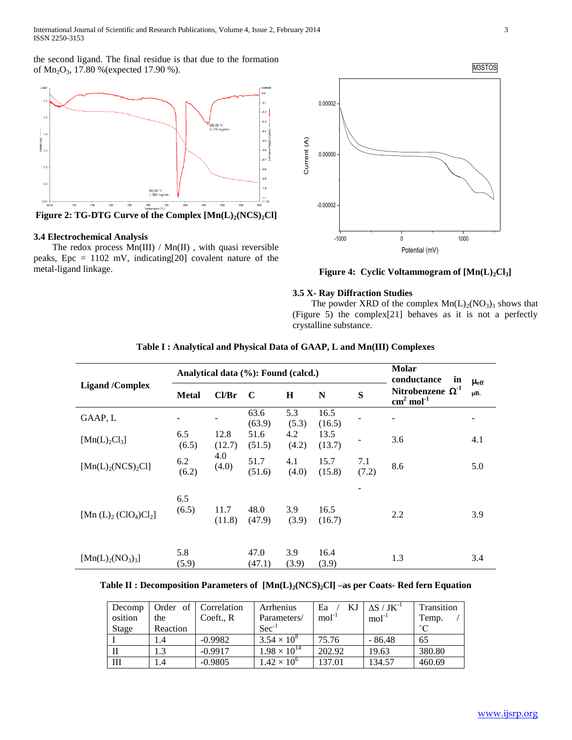the second ligand. The final residue is that due to the formation of $Mn_2O_3$, 17.80 %(expected 17.90 %).

Figure 2: TG-DTG Curve of the Complex $[Mn(L)_2(NCS)_2Cl]$

### 3.4 Electrochemical Analysis

The redox process Mn(III) / Mn(II) , with quasi reversible peaks, Epc = 1102 mV, indicating[20] covalent nature of the metal-ligand linkage.

Figure 4: Cyclic Voltammogram of $[Mn(L)_2Cl_3]$

### 3.5 X- Ray Diffraction Studies

The powder XRD of the complex $Mn(L)_2(NO_3)_3$ shows that (Figure 5) the complex[21] behaves as it is not a perfectly crystalline substance.

**Table I : Analytical and Physical Data of GAAP, L and Mn(III) Complexes**

| Ligand /Complex | Analytical data (%): Found (calcd.) | | | | | | Molar conductance in Nitrobenzene $\Omega^{-1}$ $cm^2$ $mol^{-1}$ | $\mu_{eff}$ µB. |
|---|---|---|---|---|---|---|---|---|
| | Metal | Cl/Br | C | H | N | S | | |
| GAAP, L | - | - | 63.6 (63.9) | 5.3 (5.3) | 16.5 (16.5) | - | - | - |
| $[Mn(L)_2Cl_3]$ | 6.5 (6.5) | 12.8 (12.7) | 51.6 (51.5) | 4.2 (4.2) | 13.5 (13.7) | - | 3.6 | 4.1 |
| $[Mn(L)_2(NCS)_2Cl]$ | 6.2 (6.2) | 4.0 (4.0) | 51.7 (51.6) | 4.1 (4.0) | 15.7 (15.8) | 7.1 (7.2) | 8.6 | 5.0 |
| $[Mn (L)_2 (ClO_4)Cl_2]$ | 6.5 (6.5) | 11.7 (11.8) | 48.0 (47.9) | 3.9 (3.9) | 16.5 (16.7) | - | 2.2 | 3.9 |
| $[Mn(L)_2(NO_3)_3]$ | 5.8 (5.9) | | 47.0 (47.1) | 3.9 (3.9) | 16.4 (3.9) | | 1.3 | 3.4 |

**Table II : Decomposition Parameters of $[Mn(L)_2(NCS)_2Cl]$ –as per Coats- Red fern Equation**

| Decomposition Stage | Order of the Reaction | Correlation Coeft., R | Arrhenius Parameters/ $Sec^{-1}$ | Ea / KJ $mol^{-1}$ | $\Delta S$ / $JK^{-1}$ $mol^{-1}$ | Transition Temp. / °C |
|---|---|---|---|---|---|---|
| I | 1.4 | -0.9982 | $3.54 \times 10^8$ | 75.76 | - 86.48 | 65 |
| II | 1.3 | -0.9917 | $1.98 \times 10^{14}$ | 202.92 | 19.63 | 380.80 |
| III | 1.4 | -0.9805 | $1.42 \times 10^6$ | 137.01 | 134.57 | 460.69 |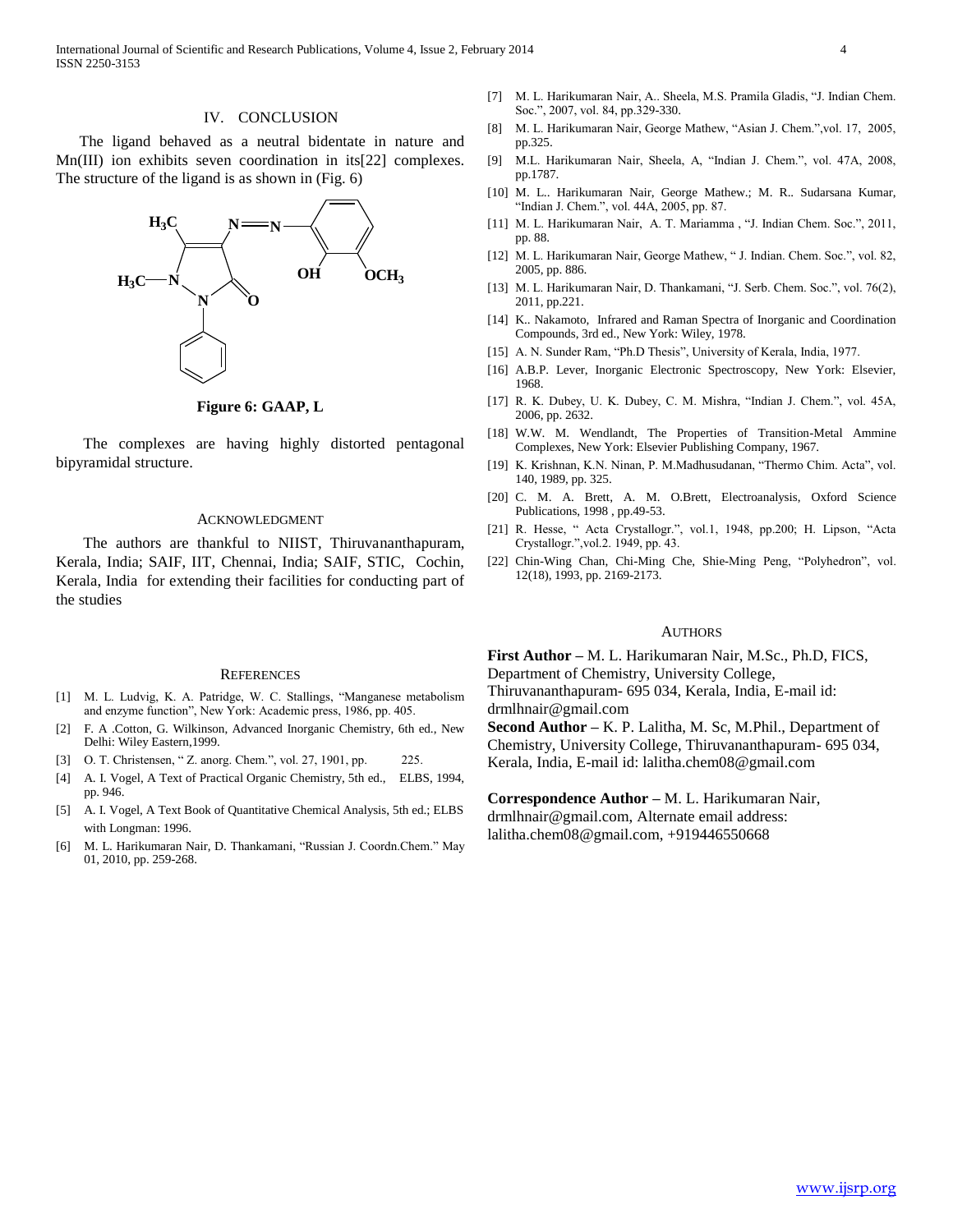## IV. CONCLUSION

The ligand behaved as a neutral bidentate in nature and Mn(III) ion exhibits seven coordination in its[22] complexes. The structure of the ligand is as shown in (Fig. 6)

**Figure 6: GAAP, L**

The complexes are having highly distorted pentagonal bipyramidal structure.

## ACKNOWLEDGMENT

The authors are thankful to NIIST, Thiruvananthapuram, Kerala, India; SAIF, IIT, Chennai, India; SAIF, STIC, Cochin, Kerala, India for extending their facilities for conducting part of the studies

## REFERENCES

[1] M. L. Ludvig, K. A. Patridge, W. C. Stallings, "Manganese metabolism and enzyme function", New York: Academic press, 1986, pp. 405.

[2] F. A .Cotton, G. Wilkinson, Advanced Inorganic Chemistry, 6th ed., New Delhi: Wiley Eastern,1999.

[3] O. T. Christensen, " Z. anorg. Chem.", vol. 27, 1901, pp. 225.

[4] A. I. Vogel, A Text of Practical Organic Chemistry, 5th ed., ELBS, 1994, pp. 946.

[5] A. I. Vogel, A Text Book of Quantitative Chemical Analysis, 5th ed.; ELBS with Longman: 1996.

[6] M. L. Harikumaran Nair, D. Thankamani, "Russian J. Coordn.Chem." May 01, 2010, pp. 259-268.

[7] M. L. Harikumaran Nair, A.. Sheela, M.S. Pramila Gladis, "J. Indian Chem. Soc.", 2007, vol. 84, pp.329-330.

[8] M. L. Harikumaran Nair, George Mathew, "Asian J. Chem.",vol. 17, 2005, pp.325.

[9] M.L. Harikumaran Nair, Sheela, A, "Indian J. Chem.", vol. 47A, 2008, pp.1787.

[10] M. L.. Harikumaran Nair, George Mathew.; M. R.. Sudarsana Kumar, "Indian J. Chem.", vol. 44A, 2005, pp. 87.

[11] M. L. Harikumaran Nair, A. T. Mariamma , "J. Indian Chem. Soc.", 2011, pp. 88.

[12] M. L. Harikumaran Nair, George Mathew, " J. Indian. Chem. Soc.", vol. 82, 2005, pp. 886.

[13] M. L. Harikumaran Nair, D. Thankamani, "J. Serb. Chem. Soc.", vol. 76(2), 2011, pp.221.

[14] K.. Nakamoto, Infrared and Raman Spectra of Inorganic and Coordination Compounds, 3rd ed., New York: Wiley, 1978.

[15] A. N. Sunder Ram, "Ph.D Thesis", University of Kerala, India, 1977.

[16] A.B.P. Lever, Inorganic Electronic Spectroscopy, New York: Elsevier, 1968.

[17] R. K. Dubey, U. K. Dubey, C. M. Mishra, "Indian J. Chem.", vol. 45A, 2006, pp. 2632.

[18] W.W. M. Wendlandt, The Properties of Transition-Metal Ammine Complexes, New York: Elsevier Publishing Company, 1967.

[19] K. Krishnan, K.N. Ninan, P. M.Madhusudanan, "Thermo Chim. Acta", vol. 140, 1989, pp. 325.

[20] C. M. A. Brett, A. M. O.Brett, Electroanalysis, Oxford Science Publications, 1998 , pp.49-53.

[21] R. Hesse, " Acta Crystallogr.", vol.1, 1948, pp.200; H. Lipson, "Acta Crystallogr.",vol.2. 1949, pp. 43.

[22] Chin-Wing Chan, Chi-Ming Che, Shie-Ming Peng, "Polyhedron", vol. 12(18), 1993, pp. 2169-2173.

## AUTHORS

**First Author –** M. L. Harikumaran Nair, M.Sc., Ph.D, FICS, Department of Chemistry, University College, Thiruvananthapuram- 695 034, Kerala, India, E-mail id: drmlhnair@gmail.com

**Second Author –** K. P. Lalitha, M. Sc, M.Phil., Department of Chemistry, University College, Thiruvananthapuram- 695 034, Kerala, India, E-mail id: lalitha.chem08@gmail.com

**Correspondence Author –** M. L. Harikumaran Nair, drmlhnair@gmail.com, Alternate email address: lalitha.chem08@gmail.com, +919446550668